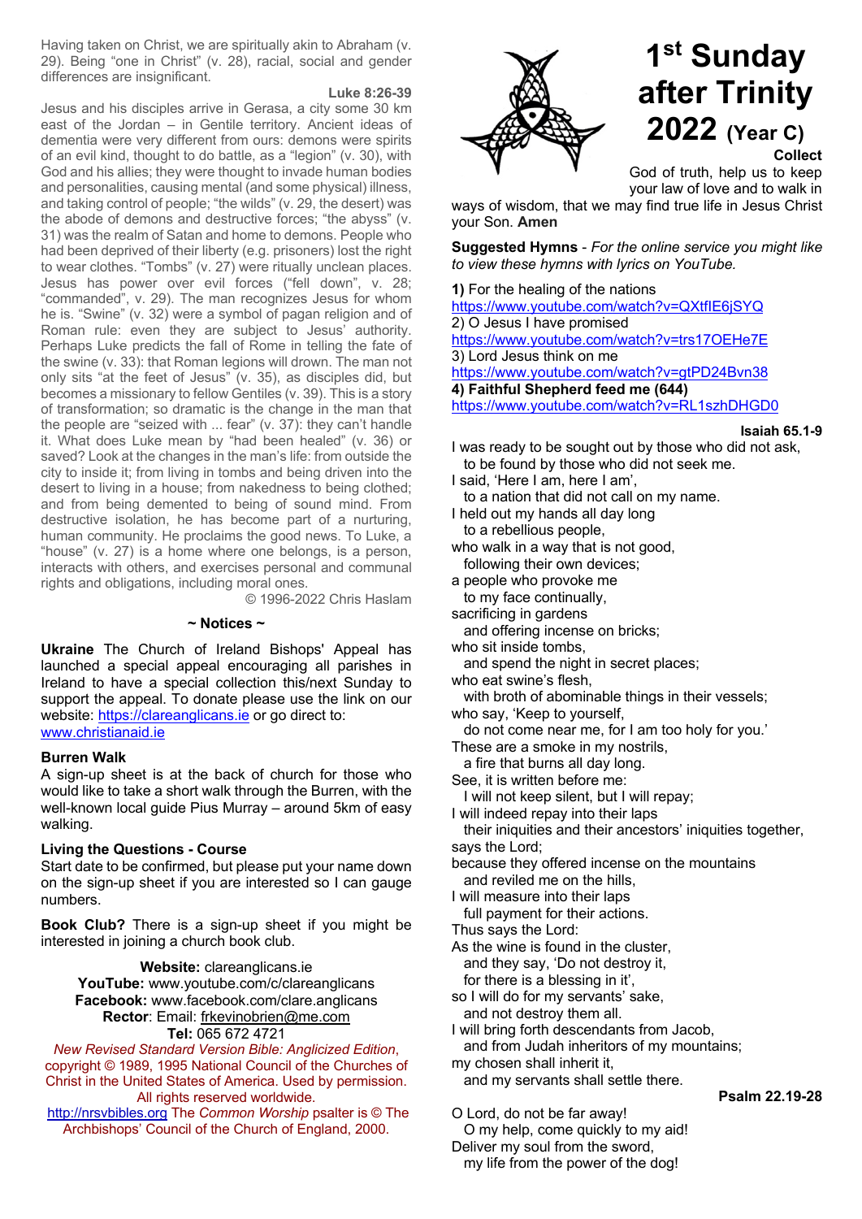Having taken on Christ, we are spiritually akin to Abraham (v. 29). Being “one in Christ” (v. 28), racial, social and gender differences are insignificant.

**Luke 8:26-39**

Jesus and his disciples arrive in Gerasa, a city some 30 km east of the Jordan – in Gentile territory. Ancient ideas of dementia were very different from ours: demons were spirits of an evil kind, thought to do battle, as a “legion” (v. 30), with God and his allies; they were thought to invade human bodies and personalities, causing mental (and some physical) illness, and taking control of people; “the wilds” (v. 29, the desert) was the abode of demons and destructive forces; “the abyss” (v. 31) was the realm of Satan and home to demons. People who had been deprived of their liberty (e.g. prisoners) lost the right to wear clothes. “Tombs” (v. 27) were ritually unclean places. Jesus has power over evil forces (“fell down”, v. 28; “commanded”, v. 29). The man recognizes Jesus for whom he is. “Swine” (v. 32) were a symbol of pagan religion and of Roman rule: even they are subject to Jesus' authority. Perhaps Luke predicts the fall of Rome in telling the fate of the swine (v. 33): that Roman legions will drown. The man not only sits “at the feet of Jesus” (v. 35), as disciples did, but becomes a missionary to fellow Gentiles (v. 39). This is a story of transformation; so dramatic is the change in the man that the people are “seized with ... fear” (v. 37): they can't handle it. What does Luke mean by “had been healed” (v. 36) or saved? Look at the changes in the man's life: from outside the city to inside it; from living in tombs and being driven into the desert to living in a house; from nakedness to being clothed; and from being demented to being of sound mind. From destructive isolation, he has become part of a nurturing, human community. He proclaims the good news. To Luke, a “house” (v. 27) is a home where one belongs, is a person, interacts with others, and exercises personal and communal rights and obligations, including moral ones.

© 1996-2022 Chris Haslam

## ~ Notices ~

**Ukraine** The Church of Ireland Bishops' Appeal has launched a special appeal encouraging all parishes in Ireland to have a special collection this/next Sunday to support the appeal. To donate please use the link on our website: https://clareanglicans.ie or go direct to: www.christianaid.ie

**Burren Walk**
A sign-up sheet is at the back of church for those who would like to take a short walk through the Burren, with the well-known local guide Pius Murray – around 5km of easy walking.

**Living the Questions - Course**
Start date to be confirmed, but please put your name down on the sign-up sheet if you are interested so I can gauge numbers.

**Book Club?** There is a sign-up sheet if you might be interested in joining a church book club.

**Website:** clareanglicans.ie
**YouTube:** www.youtube.com/c/clareanglicans
**Facebook:** www.facebook.com/clare.anglicans
**Rector**: Email: frkevinobrien@me.com
**Tel:** 065 672 4721

*New Revised Standard Version Bible: Anglicized Edition*, copyright © 1989, 1995 National Council of the Churches of Christ in the United States of America. Used by permission. All rights reserved worldwide.
http://nrsvbibles.org The *Common Worship* psalter is © The Archbishops' Council of the Church of England, 2000.

# 1st Sunday after Trinity 2022 (Year C)

**Collect**

God of truth, help us to keep your law of love and to walk in ways of wisdom, that we may find true life in Jesus Christ your Son. **Amen**

**Suggested Hymns** - *For the online service you might like to view these hymns with lyrics on YouTube.*

**1)** For the healing of the nations
https://www.youtube.com/watch?v=QXtfIE6jSYQ
2) O Jesus I have promised
https://www.youtube.com/watch?v=trs17OEHe7E
3) Lord Jesus think on me
https://www.youtube.com/watch?v=gtPD24Bvn38
**4) Faithful Shepherd feed me (644)**
https://www.youtube.com/watch?v=RL1szhDHGD0

**Isaiah 65.1-9**

I was ready to be sought out by those who did not ask,
  to be found by those who did not seek me.
I said, ‘Here I am, here I am’,
  to a nation that did not call on my name.
I held out my hands all day long
  to a rebellious people,
who walk in a way that is not good,
  following their own devices;
a people who provoke me
  to my face continually,
sacrificing in gardens
  and offering incense on bricks;
who sit inside tombs,
  and spend the night in secret places;
who eat swine's flesh,
  with broth of abominable things in their vessels;
who say, ‘Keep to yourself,
  do not come near me, for I am too holy for you.’
These are a smoke in my nostrils,
  a fire that burns all day long.
See, it is written before me:
  I will not keep silent, but I will repay;
I will indeed repay into their laps
  their iniquities and their ancestors' iniquities together,
says the Lord;
because they offered incense on the mountains
  and reviled me on the hills,
I will measure into their laps
  full payment for their actions.
Thus says the Lord:
As the wine is found in the cluster,
  and they say, ‘Do not destroy it,
  for there is a blessing in it’,
so I will do for my servants' sake,
  and not destroy them all.
I will bring forth descendants from Jacob,
  and from Judah inheritors of my mountains;
my chosen shall inherit it,
  and my servants shall settle there.

**Psalm 22.19-28**

O Lord, do not be far away!
  O my help, come quickly to my aid!
Deliver my soul from the sword,
  my life from the power of the dog!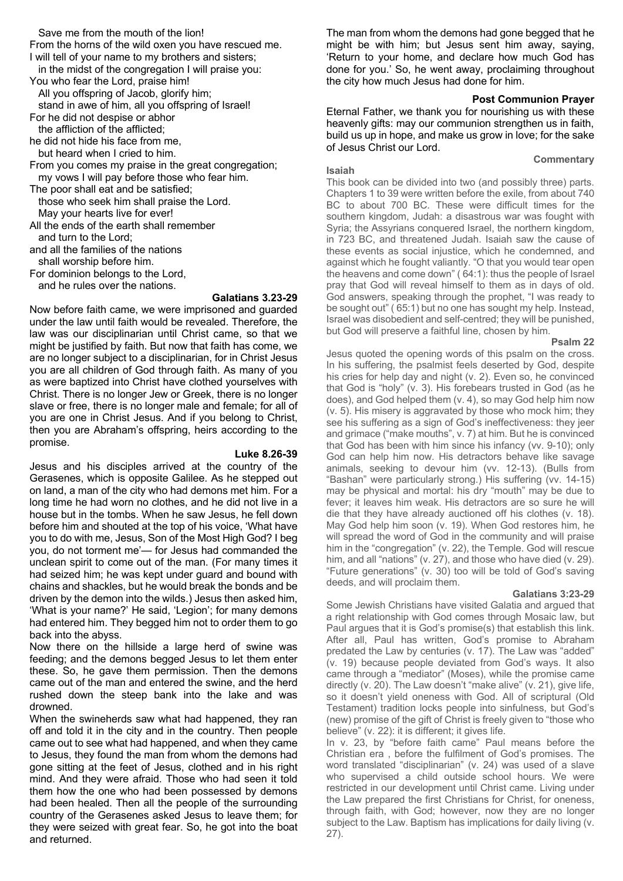Save me from the mouth of the lion!
From the horns of the wild oxen you have rescued me.
I will tell of your name to my brothers and sisters;
in the midst of the congregation I will praise you:
You who fear the Lord, praise him!
All you offspring of Jacob, glorify him;
stand in awe of him, all you offspring of Israel!
For he did not despise or abhor
the affliction of the afflicted;
he did not hide his face from me,
but heard when I cried to him.
From you comes my praise in the great congregation;
my vows I will pay before those who fear him.
The poor shall eat and be satisfied;
those who seek him shall praise the Lord.
May your hearts live for ever!
All the ends of the earth shall remember
and turn to the Lord;
and all the families of the nations
shall worship before him.
For dominion belongs to the Lord,
and he rules over the nations.

**Galatians 3.23-29**

Now before faith came, we were imprisoned and guarded under the law until faith would be revealed. Therefore, the law was our disciplinarian until Christ came, so that we might be justified by faith. But now that faith has come, we are no longer subject to a disciplinarian, for in Christ Jesus you are all children of God through faith. As many of you as were baptized into Christ have clothed yourselves with Christ. There is no longer Jew or Greek, there is no longer slave or free, there is no longer male and female; for all of you are one in Christ Jesus. And if you belong to Christ, then you are Abraham's offspring, heirs according to the promise.

**Luke 8.26-39**

Jesus and his disciples arrived at the country of the Gerasenes, which is opposite Galilee. As he stepped out on land, a man of the city who had demons met him. For a long time he had worn no clothes, and he did not live in a house but in the tombs. When he saw Jesus, he fell down before him and shouted at the top of his voice, 'What have you to do with me, Jesus, Son of the Most High God? I beg you, do not torment me'— for Jesus had commanded the unclean spirit to come out of the man. (For many times it had seized him; he was kept under guard and bound with chains and shackles, but he would break the bonds and be driven by the demon into the wilds.) Jesus then asked him, 'What is your name?' He said, 'Legion'; for many demons had entered him. They begged him not to order them to go back into the abyss.

Now there on the hillside a large herd of swine was feeding; and the demons begged Jesus to let them enter these. So, he gave them permission. Then the demons came out of the man and entered the swine, and the herd rushed down the steep bank into the lake and was drowned.

When the swineherds saw what had happened, they ran off and told it in the city and in the country. Then people came out to see what had happened, and when they came to Jesus, they found the man from whom the demons had gone sitting at the feet of Jesus, clothed and in his right mind. And they were afraid. Those who had seen it told them how the one who had been possessed by demons had been healed. Then all the people of the surrounding country of the Gerasenes asked Jesus to leave them; for they were seized with great fear. So, he got into the boat and returned.

The man from whom the demons had gone begged that he might be with him; but Jesus sent him away, saying, 'Return to your home, and declare how much God has done for you.' So, he went away, proclaiming throughout the city how much Jesus had done for him.

**Post Communion Prayer**

Eternal Father, we thank you for nourishing us with these heavenly gifts: may our communion strengthen us in faith, build us up in hope, and make us grow in love; for the sake of Jesus Christ our Lord.

**Commentary**

**Isaiah**

This book can be divided into two (and possibly three) parts. Chapters 1 to 39 were written before the exile, from about 740 BC to about 700 BC. These were difficult times for the southern kingdom, Judah: a disastrous war was fought with Syria; the Assyrians conquered Israel, the northern kingdom, in 723 BC, and threatened Judah. Isaiah saw the cause of these events as social injustice, which he condemned, and against which he fought valiantly. "O that you would tear open the heavens and come down" ( 64:1): thus the people of Israel pray that God will reveal himself to them as in days of old. God answers, speaking through the prophet, "I was ready to be sought out" ( 65:1) but no one has sought my help. Instead, Israel was disobedient and self-centred; they will be punished, but God will preserve a faithful line, chosen by him.

**Psalm 22**

Jesus quoted the opening words of this psalm on the cross. In his suffering, the psalmist feels deserted by God, despite his cries for help day and night (v. 2). Even so, he convinced that God is "holy" (v. 3). His forebears trusted in God (as he does), and God helped them (v. 4), so may God help him now (v. 5). His misery is aggravated by those who mock him; they see his suffering as a sign of God's ineffectiveness: they jeer and grimace ("make mouths", v. 7) at him. But he is convinced that God has been with him since his infancy (vv. 9-10); only God can help him now. His detractors behave like savage animals, seeking to devour him (vv. 12-13). (Bulls from "Bashan" were particularly strong.) His suffering (vv. 14-15) may be physical and mortal: his dry "mouth" may be due to fever; it leaves him weak. His detractors are so sure he will die that they have already auctioned off his clothes (v. 18). May God help him soon (v. 19). When God restores him, he will spread the word of God in the community and will praise him in the "congregation" (v. 22), the Temple. God will rescue him, and all "nations" (v. 27), and those who have died (v. 29). "Future generations" (v. 30) too will be told of God's saving deeds, and will proclaim them.

**Galatians 3:23-29**

Some Jewish Christians have visited Galatia and argued that a right relationship with God comes through Mosaic law, but Paul argues that it is God's promise(s) that establish this link. After all, Paul has written, God's promise to Abraham predated the Law by centuries (v. 17). The Law was "added" (v. 19) because people deviated from God's ways. It also came through a "mediator" (Moses), while the promise came directly (v. 20). The Law doesn't "make alive" (v. 21), give life, so it doesn't yield oneness with God. All of scriptural (Old Testament) tradition locks people into sinfulness, but God's (new) promise of the gift of Christ is freely given to "those who believe" (v. 22): it is different; it gives life.

In v. 23, by "before faith came" Paul means before the Christian era , before the fulfilment of God's promises. The word translated "disciplinarian" (v. 24) was used of a slave who supervised a child outside school hours. We were restricted in our development until Christ came. Living under the Law prepared the first Christians for Christ, for oneness, through faith, with God; however, now they are no longer subject to the Law. Baptism has implications for daily living (v. 27).